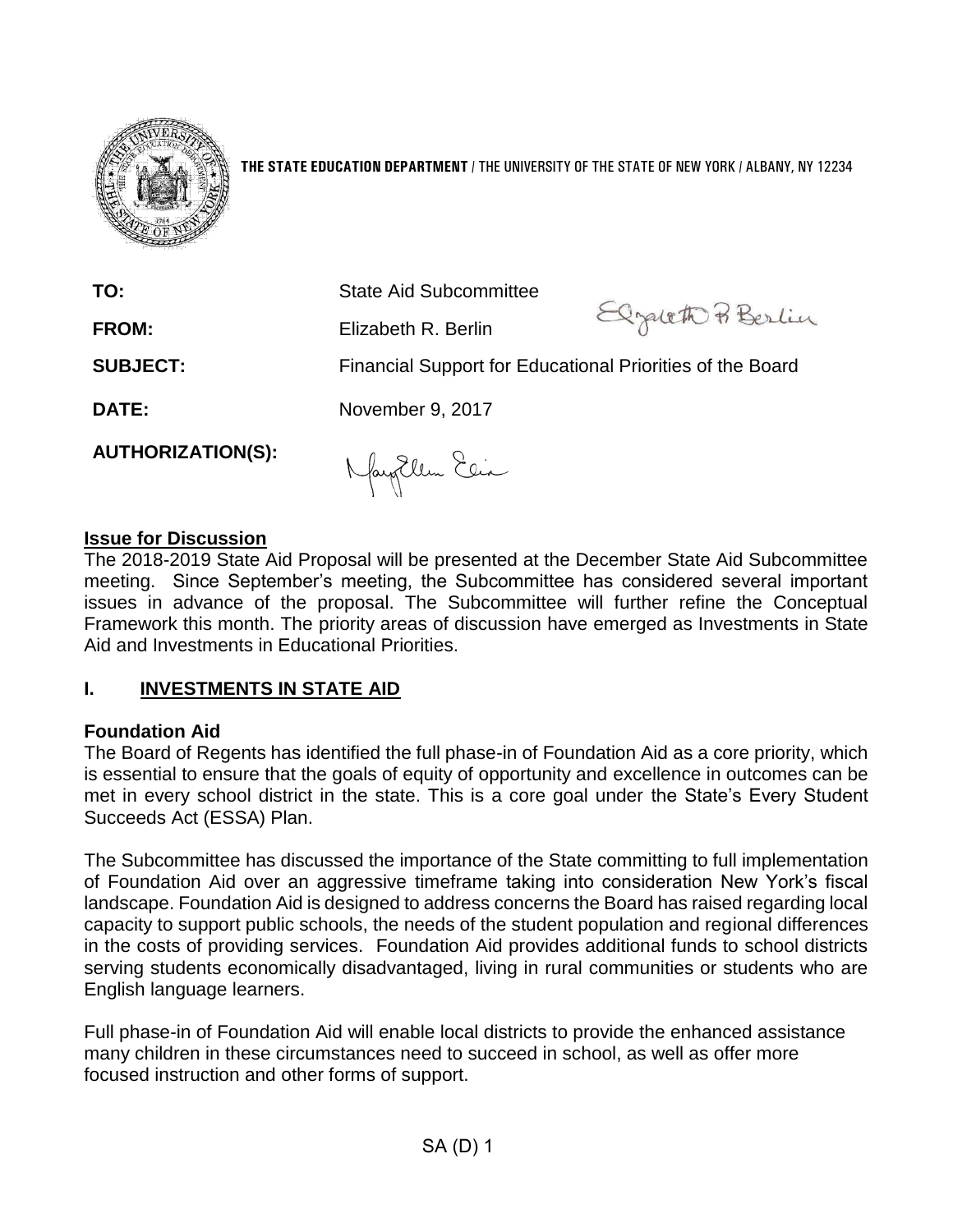**THE STATE EDUCATION DEPARTMENT** / THE UNIVERSITY OF THE STATE OF NEW YORK / ALBANY, NY 12234

**TO:** State Aid Subcommittee

**FROM:** Elizabeth R. Berlin

**SUBJECT:** Financial Support for Educational Priorities of the Board

**DATE:** November 9, 2017

**AUTHORIZATION(S):**

## Issue for Discussion

The 2018-2019 State Aid Proposal will be presented at the December State Aid Subcommittee meeting. Since September's meeting, the Subcommittee has considered several important issues in advance of the proposal. The Subcommittee will further refine the Conceptual Framework this month. The priority areas of discussion have emerged as Investments in State Aid and Investments in Educational Priorities.

## I. INVESTMENTS IN STATE AID

### Foundation Aid

The Board of Regents has identified the full phase-in of Foundation Aid as a core priority, which is essential to ensure that the goals of equity of opportunity and excellence in outcomes can be met in every school district in the state. This is a core goal under the State's Every Student Succeeds Act (ESSA) Plan.

The Subcommittee has discussed the importance of the State committing to full implementation of Foundation Aid over an aggressive timeframe taking into consideration New York's fiscal landscape. Foundation Aid is designed to address concerns the Board has raised regarding local capacity to support public schools, the needs of the student population and regional differences in the costs of providing services. Foundation Aid provides additional funds to school districts serving students economically disadvantaged, living in rural communities or students who are English language learners.

Full phase-in of Foundation Aid will enable local districts to provide the enhanced assistance many children in these circumstances need to succeed in school, as well as offer more focused instruction and other forms of support.

SA (D) 1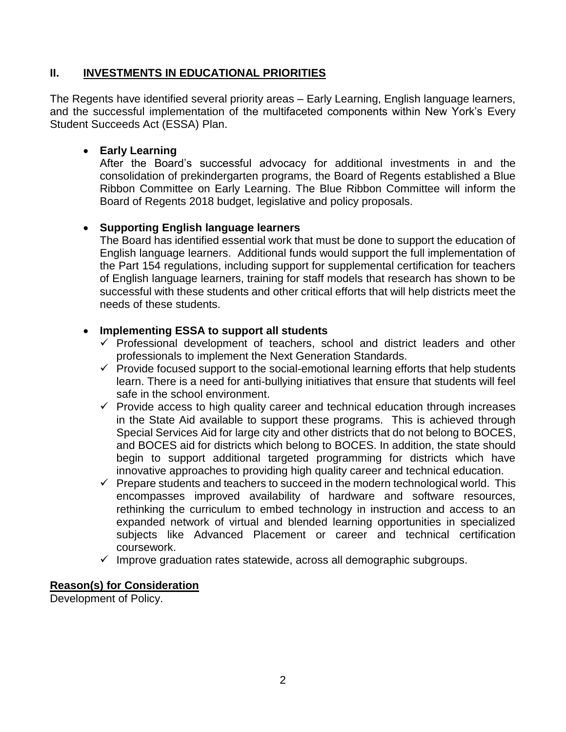## II. INVESTMENTS IN EDUCATIONAL PRIORITIES

The Regents have identified several priority areas – Early Learning, English language learners, and the successful implementation of the multifaceted components within New York's Every Student Succeeds Act (ESSA) Plan.

- **Early Learning**
  After the Board's successful advocacy for additional investments in and the consolidation of prekindergarten programs, the Board of Regents established a Blue Ribbon Committee on Early Learning. The Blue Ribbon Committee will inform the Board of Regents 2018 budget, legislative and policy proposals.

- **Supporting English language learners**
  The Board has identified essential work that must be done to support the education of English language learners. Additional funds would support the full implementation of the Part 154 regulations, including support for supplemental certification for teachers of English language learners, training for staff models that research has shown to be successful with these students and other critical efforts that will help districts meet the needs of these students.

- **Implementing ESSA to support all students**
  - ✓ Professional development of teachers, school and district leaders and other professionals to implement the Next Generation Standards.
  - ✓ Provide focused support to the social-emotional learning efforts that help students learn. There is a need for anti-bullying initiatives that ensure that students will feel safe in the school environment.
  - ✓ Provide access to high quality career and technical education through increases in the State Aid available to support these programs. This is achieved through Special Services Aid for large city and other districts that do not belong to BOCES, and BOCES aid for districts which belong to BOCES. In addition, the state should begin to support additional targeted programming for districts which have innovative approaches to providing high quality career and technical education.
  - ✓ Prepare students and teachers to succeed in the modern technological world. This encompasses improved availability of hardware and software resources, rethinking the curriculum to embed technology in instruction and access to an expanded network of virtual and blended learning opportunities in specialized subjects like Advanced Placement or career and technical certification coursework.
  - ✓ Improve graduation rates statewide, across all demographic subgroups.

**Reason(s) for Consideration**
Development of Policy.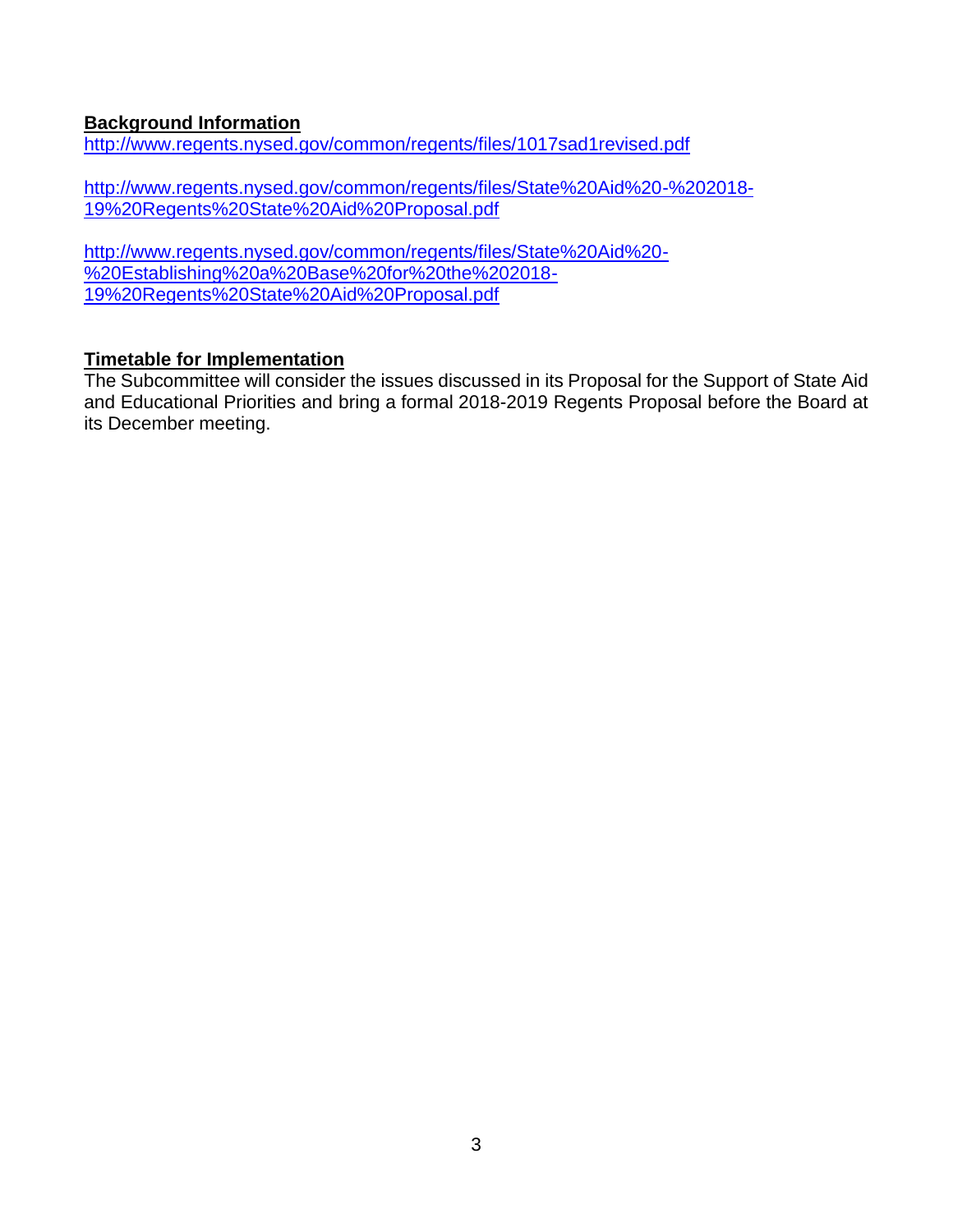**Background Information**

http://www.regents.nysed.gov/common/regents/files/1017sad1revised.pdf

http://www.regents.nysed.gov/common/regents/files/State%20Aid%20-%202018-19%20Regents%20State%20Aid%20Proposal.pdf

http://www.regents.nysed.gov/common/regents/files/State%20Aid%20-%20Establishing%20a%20Base%20for%20the%202018-19%20Regents%20State%20Aid%20Proposal.pdf

**Timetable for Implementation**

The Subcommittee will consider the issues discussed in its Proposal for the Support of State Aid and Educational Priorities and bring a formal 2018-2019 Regents Proposal before the Board at its December meeting.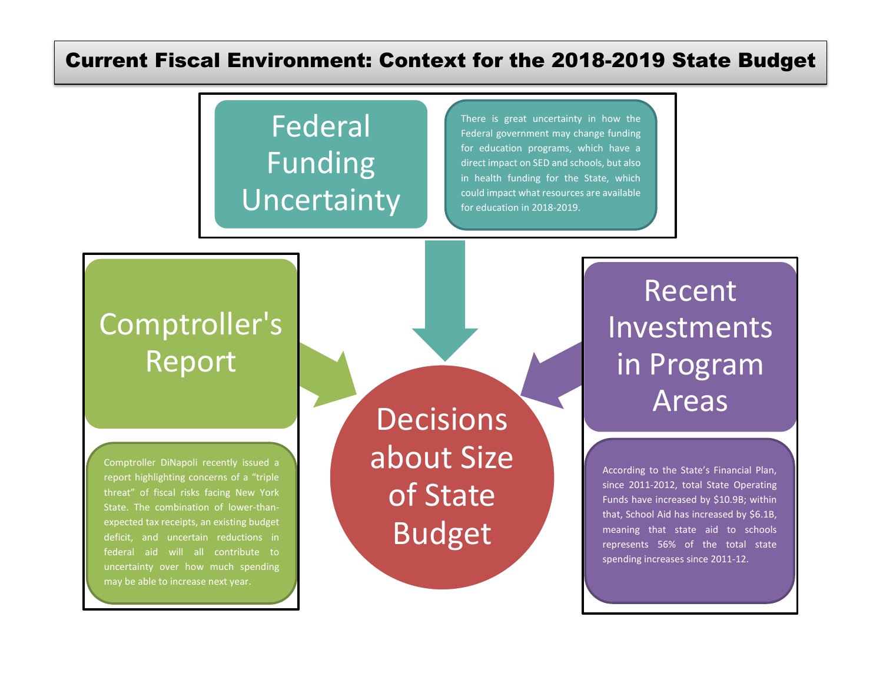# Current Fiscal Environment: Context for the 2018-2019 State Budget

## Federal Funding Uncertainty

There is great uncertainty in how the Federal government may change funding for education programs, which have a direct impact on SED and schools, but also in health funding for the State, which could impact what resources are available for education in 2018-2019.

## Comptroller's Report

Comptroller DiNapoli recently issued a report highlighting concerns of a "triple threat" of fiscal risks facing New York State. The combination of lower-than-expected tax receipts, an existing budget deficit, and uncertain reductions in federal aid will all contribute to uncertainty over how much spending may be able to increase next year.

## Decisions about Size of State Budget

## Recent Investments in Program Areas

According to the State's Financial Plan, since 2011-2012, total State Operating Funds have increased by $10.9B; within that, School Aid has increased by $6.1B, meaning that state aid to schools represents 56% of the total state spending increases since 2011-12.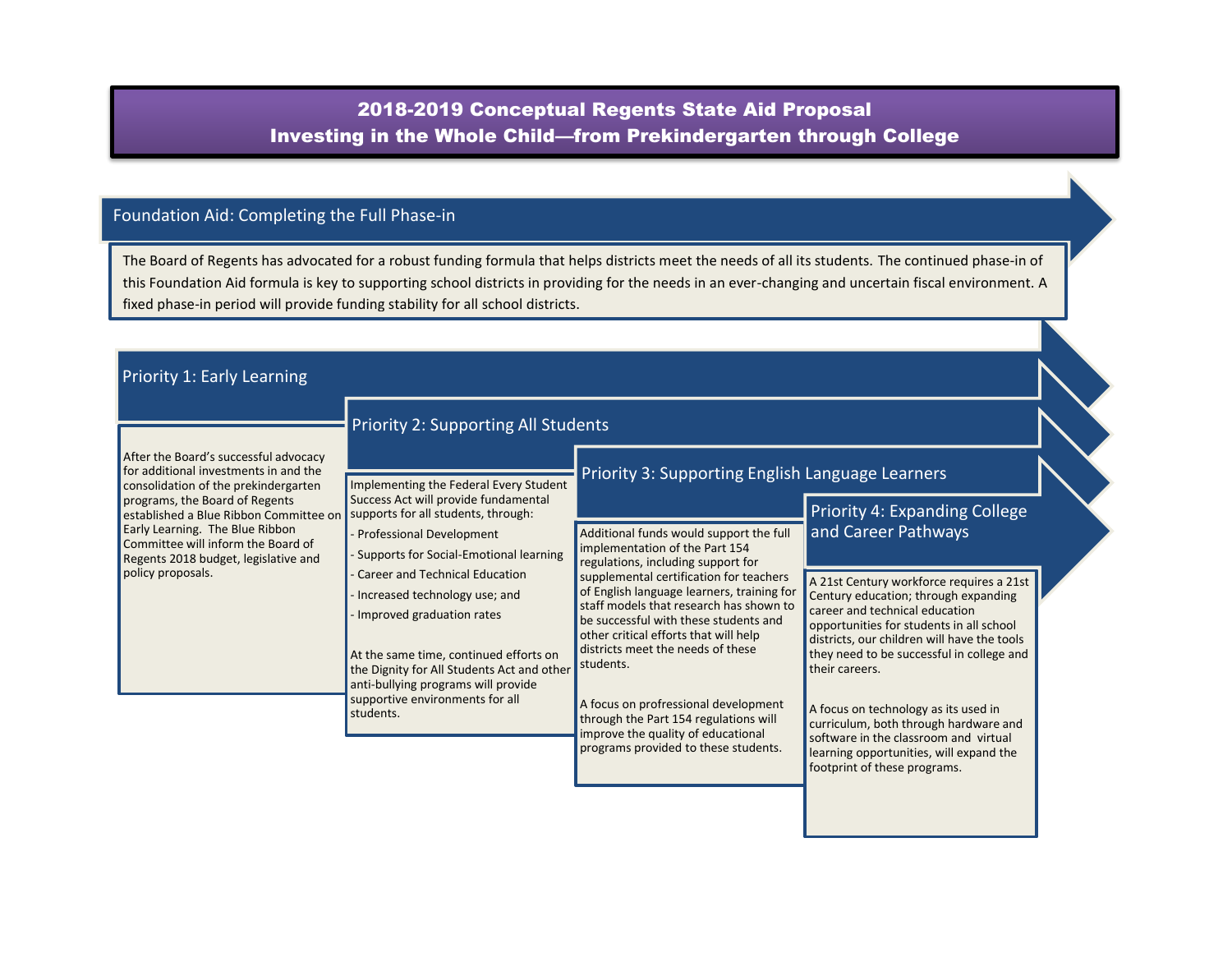# 2018-2019 Conceptual Regents State Aid Proposal
## Investing in the Whole Child—from Prekindergarten through College

### Foundation Aid: Completing the Full Phase-in

The Board of Regents has advocated for a robust funding formula that helps districts meet the needs of all its students. The continued phase-in of this Foundation Aid formula is key to supporting school districts in providing for the needs in an ever-changing and uncertain fiscal environment. A fixed phase-in period will provide funding stability for all school districts.

### Priority 1: Early Learning

After the Board's successful advocacy for additional investments in and the consolidation of the prekindergarten programs, the Board of Regents established a Blue Ribbon Committee on Early Learning. The Blue Ribbon Committee will inform the Board of Regents 2018 budget, legislative and policy proposals.

### Priority 2: Supporting All Students

Implementing the Federal Every Student Success Act will provide fundamental supports for all students, through:

- Professional Development
- Supports for Social-Emotional learning
- Career and Technical Education
- Increased technology use; and
- Improved graduation rates

At the same time, continued efforts on the Dignity for All Students Act and other anti-bullying programs will provide supportive environments for all students.

### Priority 3: Supporting English Language Learners

Additional funds would support the full implementation of the Part 154 regulations, including support for supplemental certification for teachers of English language learners, training for staff models that research has shown to be successful with these students and other critical efforts that will help districts meet the needs of these students.

A focus on professional development through the Part 154 regulations will improve the quality of educational programs provided to these students.

### Priority 4: Expanding College and Career Pathways

A 21st Century workforce requires a 21st Century education; through expanding career and technical education opportunities for students in all school districts, our children will have the tools they need to be successful in college and their careers.

A focus on technology as its used in curriculum, both through hardware and software in the classroom and virtual learning opportunities, will expand the footprint of these programs.